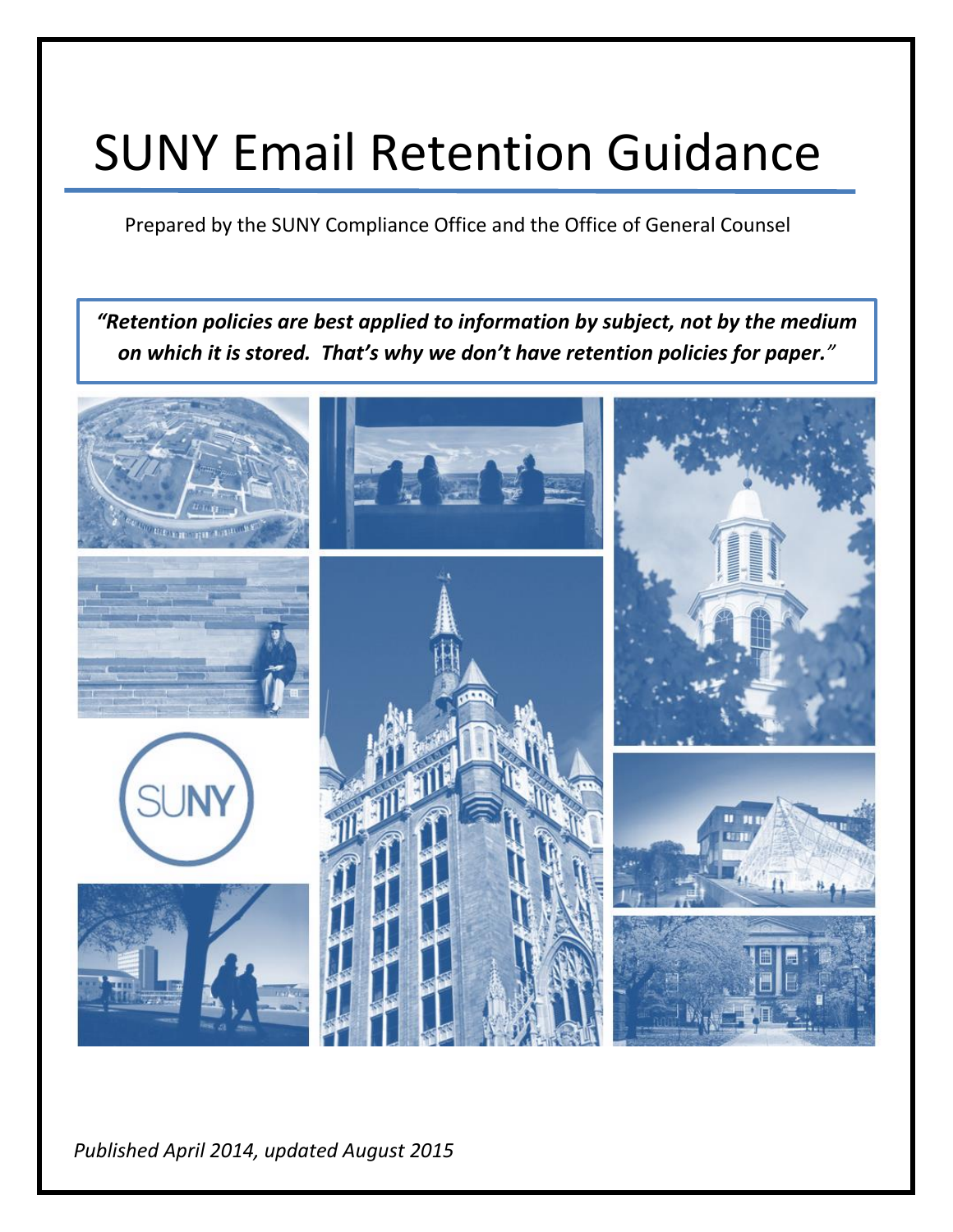# SUNY Email Retention Guidance

Prepared by the SUNY Compliance Office and the Office of General Counsel

***"Retention policies are best applied to information by subject, not by the medium on which it is stored. That's why we don't have retention policies for paper."***

*Published April 2014, updated August 2015*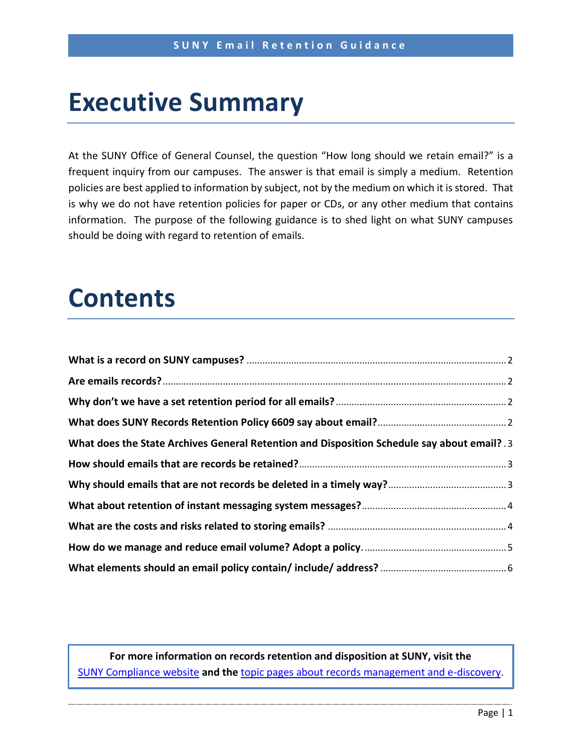# Executive Summary

At the SUNY Office of General Counsel, the question "How long should we retain email?" is a frequent inquiry from our campuses. The answer is that email is simply a medium. Retention policies are best applied to information by subject, not by the medium on which it is stored. That is why we do not have retention policies for paper or CDs, or any other medium that contains information. The purpose of the following guidance is to shed light on what SUNY campuses should be doing with regard to retention of emails.

# Contents

**What is a record on SUNY campuses?** .......... 2

**Are emails records?** .......... 2

**Why don't we have a set retention period for all emails?** .......... 2

**What does SUNY Records Retention Policy 6609 say about email?** .......... 2

**What does the State Archives General Retention and Disposition Schedule say about email?** .......... 3

**How should emails that are records be retained?** .......... 3

**Why should emails that are not records be deleted in a timely way?** .......... 3

**What about retention of instant messaging system messages?** .......... 4

**What are the costs and risks related to storing emails?** .......... 4

**How do we manage and reduce email volume? Adopt a policy.** .......... 5

**What elements should an email policy contain/ include/ address?** .......... 6

**For more information on records retention and disposition at SUNY, visit the** SUNY Compliance website **and the** topic pages about records management and e-discovery.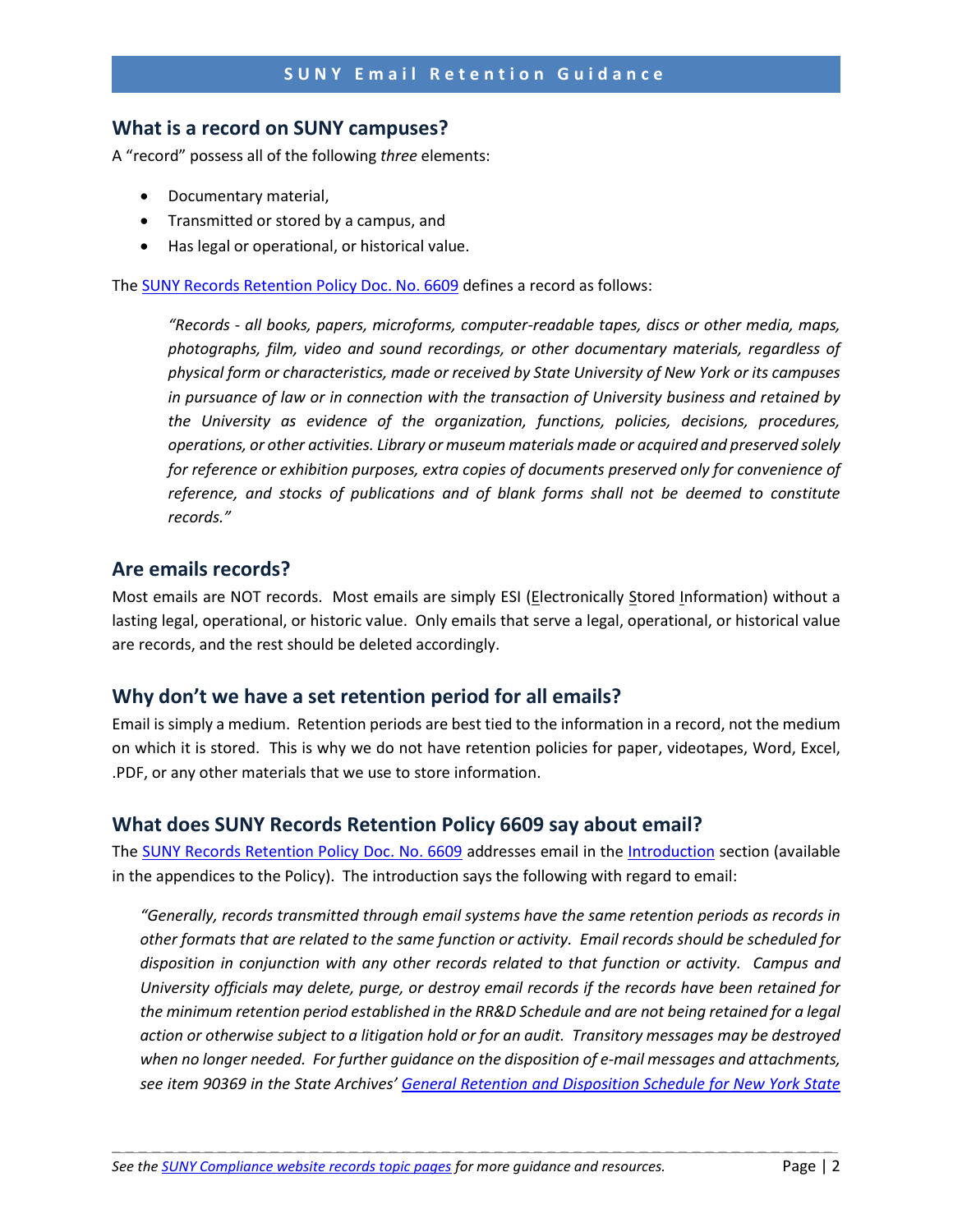## What is a record on SUNY campuses?

A "record" possess all of the following *three* elements:

- Documentary material,
- Transmitted or stored by a campus, and
- Has legal or operational, or historical value.

The SUNY Records Retention Policy Doc. No. 6609 defines a record as follows:

> *"Records - all books, papers, microforms, computer-readable tapes, discs or other media, maps, photographs, film, video and sound recordings, or other documentary materials, regardless of physical form or characteristics, made or received by State University of New York or its campuses in pursuance of law or in connection with the transaction of University business and retained by the University as evidence of the organization, functions, policies, decisions, procedures, operations, or other activities. Library or museum materials made or acquired and preserved solely for reference or exhibition purposes, extra copies of documents preserved only for convenience of reference, and stocks of publications and of blank forms shall not be deemed to constitute records."*

## Are emails records?

Most emails are NOT records. Most emails are simply ESI (Electronically Stored Information) without a lasting legal, operational, or historic value. Only emails that serve a legal, operational, or historical value are records, and the rest should be deleted accordingly.

## Why don't we have a set retention period for all emails?

Email is simply a medium. Retention periods are best tied to the information in a record, not the medium on which it is stored. This is why we do not have retention policies for paper, videotapes, Word, Excel, .PDF, or any other materials that we use to store information.

## What does SUNY Records Retention Policy 6609 say about email?

The SUNY Records Retention Policy Doc. No. 6609 addresses email in the Introduction section (available in the appendices to the Policy). The introduction says the following with regard to email:

> *"Generally, records transmitted through email systems have the same retention periods as records in other formats that are related to the same function or activity. Email records should be scheduled for disposition in conjunction with any other records related to that function or activity. Campus and University officials may delete, purge, or destroy email records if the records have been retained for the minimum retention period established in the RR&D Schedule and are not being retained for a legal action or otherwise subject to a litigation hold or for an audit. Transitory messages may be destroyed when no longer needed. For further guidance on the disposition of e-mail messages and attachments, see item 90369 in the State Archives' General Retention and Disposition Schedule for New York State*

*See the SUNY Compliance website records topic pages for more guidance and resources.*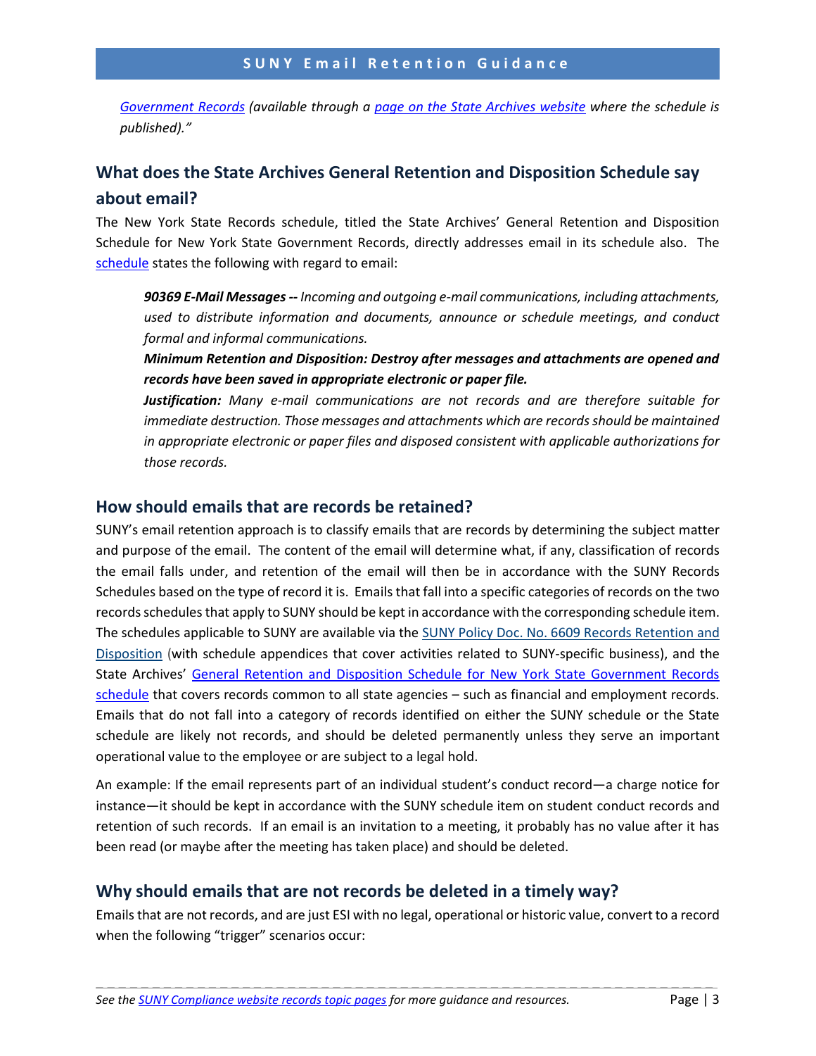*Government Records (available through a page on the State Archives website where the schedule is published)."*

## What does the State Archives General Retention and Disposition Schedule say about email?

The New York State Records schedule, titled the State Archives' General Retention and Disposition Schedule for New York State Government Records, directly addresses email in its schedule also. The schedule states the following with regard to email:

> ***90369 E-Mail Messages --*** *Incoming and outgoing e-mail communications, including attachments, used to distribute information and documents, announce or schedule meetings, and conduct formal and informal communications.*
>
> ***Minimum Retention and Disposition: Destroy after messages and attachments are opened and records have been saved in appropriate electronic or paper file.***
>
> ***Justification:*** *Many e-mail communications are not records and are therefore suitable for immediate destruction. Those messages and attachments which are records should be maintained in appropriate electronic or paper files and disposed consistent with applicable authorizations for those records.*

## How should emails that are records be retained?

SUNY's email retention approach is to classify emails that are records by determining the subject matter and purpose of the email. The content of the email will determine what, if any, classification of records the email falls under, and retention of the email will then be in accordance with the SUNY Records Schedules based on the type of record it is. Emails that fall into a specific categories of records on the two records schedules that apply to SUNY should be kept in accordance with the corresponding schedule item. The schedules applicable to SUNY are available via the SUNY Policy Doc. No. 6609 Records Retention and Disposition (with schedule appendices that cover activities related to SUNY-specific business), and the State Archives' General Retention and Disposition Schedule for New York State Government Records schedule that covers records common to all state agencies – such as financial and employment records. Emails that do not fall into a category of records identified on either the SUNY schedule or the State schedule are likely not records, and should be deleted permanently unless they serve an important operational value to the employee or are subject to a legal hold.

An example: If the email represents part of an individual student's conduct record—a charge notice for instance—it should be kept in accordance with the SUNY schedule item on student conduct records and retention of such records. If an email is an invitation to a meeting, it probably has no value after it has been read (or maybe after the meeting has taken place) and should be deleted.

## Why should emails that are not records be deleted in a timely way?

Emails that are not records, and are just ESI with no legal, operational or historic value, convert to a record when the following "trigger" scenarios occur: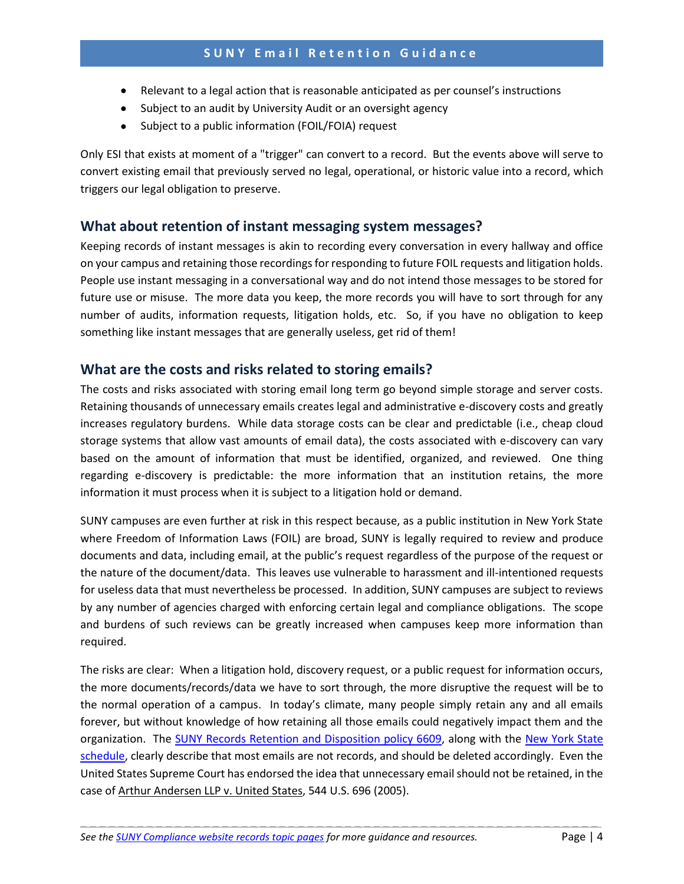- Relevant to a legal action that is reasonable anticipated as per counsel's instructions
- Subject to an audit by University Audit or an oversight agency
- Subject to a public information (FOIL/FOIA) request

Only ESI that exists at moment of a "trigger" can convert to a record. But the events above will serve to convert existing email that previously served no legal, operational, or historic value into a record, which triggers our legal obligation to preserve.

## What about retention of instant messaging system messages?

Keeping records of instant messages is akin to recording every conversation in every hallway and office on your campus and retaining those recordings for responding to future FOIL requests and litigation holds. People use instant messaging in a conversational way and do not intend those messages to be stored for future use or misuse. The more data you keep, the more records you will have to sort through for any number of audits, information requests, litigation holds, etc. So, if you have no obligation to keep something like instant messages that are generally useless, get rid of them!

## What are the costs and risks related to storing emails?

The costs and risks associated with storing email long term go beyond simple storage and server costs. Retaining thousands of unnecessary emails creates legal and administrative e-discovery costs and greatly increases regulatory burdens. While data storage costs can be clear and predictable (i.e., cheap cloud storage systems that allow vast amounts of email data), the costs associated with e-discovery can vary based on the amount of information that must be identified, organized, and reviewed. One thing regarding e-discovery is predictable: the more information that an institution retains, the more information it must process when it is subject to a litigation hold or demand.

SUNY campuses are even further at risk in this respect because, as a public institution in New York State where Freedom of Information Laws (FOIL) are broad, SUNY is legally required to review and produce documents and data, including email, at the public's request regardless of the purpose of the request or the nature of the document/data. This leaves use vulnerable to harassment and ill-intentioned requests for useless data that must nevertheless be processed. In addition, SUNY campuses are subject to reviews by any number of agencies charged with enforcing certain legal and compliance obligations. The scope and burdens of such reviews can be greatly increased when campuses keep more information than required.

The risks are clear: When a litigation hold, discovery request, or a public request for information occurs, the more documents/records/data we have to sort through, the more disruptive the request will be to the normal operation of a campus. In today's climate, many people simply retain any and all emails forever, but without knowledge of how retaining all those emails could negatively impact them and the organization. The SUNY Records Retention and Disposition policy 6609, along with the New York State schedule, clearly describe that most emails are not records, and should be deleted accordingly. Even the United States Supreme Court has endorsed the idea that unnecessary email should not be retained, in the case of Arthur Andersen LLP v. United States, 544 U.S. 696 (2005).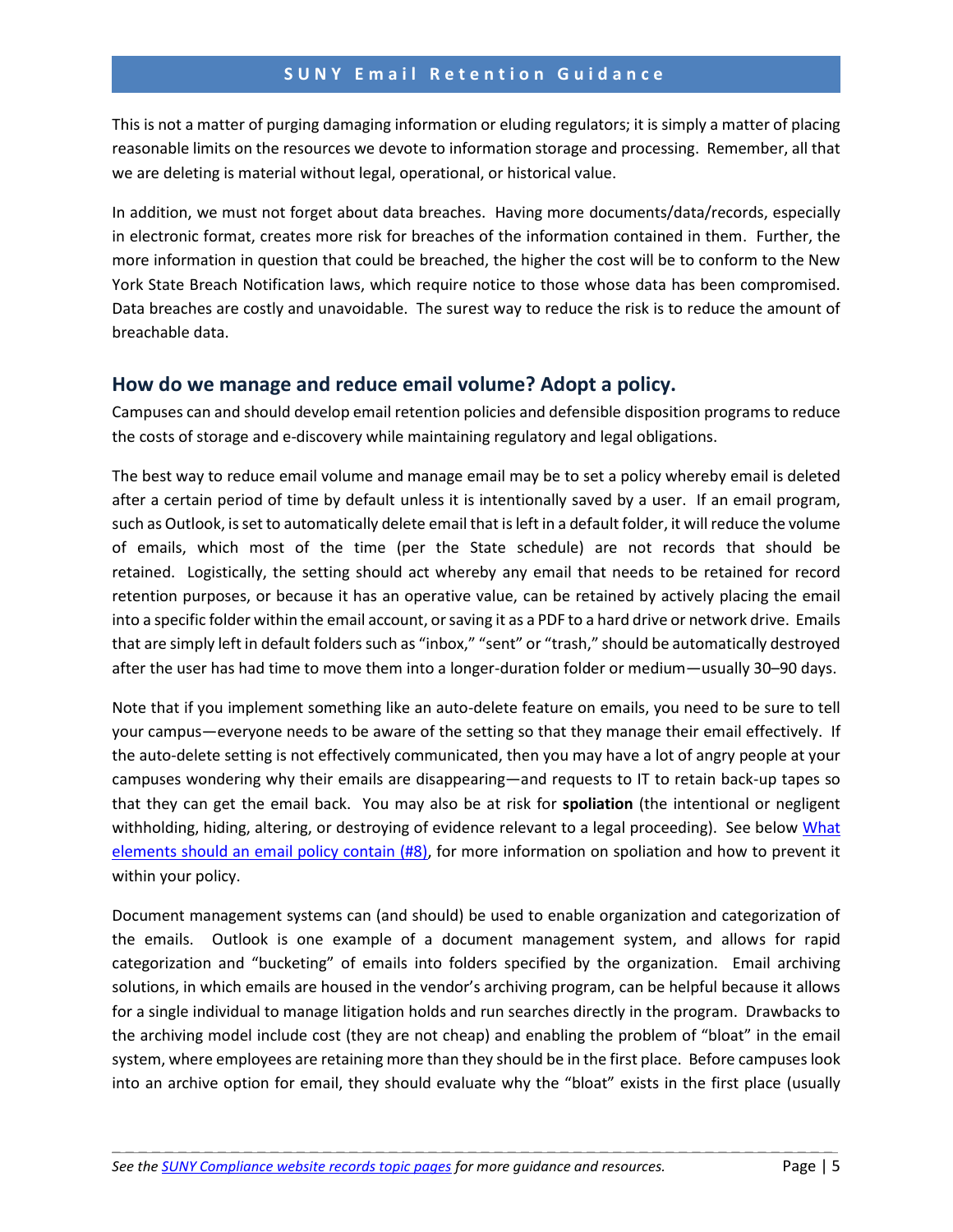This is not a matter of purging damaging information or eluding regulators; it is simply a matter of placing reasonable limits on the resources we devote to information storage and processing. Remember, all that we are deleting is material without legal, operational, or historical value.

In addition, we must not forget about data breaches. Having more documents/data/records, especially in electronic format, creates more risk for breaches of the information contained in them. Further, the more information in question that could be breached, the higher the cost will be to conform to the New York State Breach Notification laws, which require notice to those whose data has been compromised. Data breaches are costly and unavoidable. The surest way to reduce the risk is to reduce the amount of breachable data.

## How do we manage and reduce email volume? Adopt a policy.

Campuses can and should develop email retention policies and defensible disposition programs to reduce the costs of storage and e-discovery while maintaining regulatory and legal obligations.

The best way to reduce email volume and manage email may be to set a policy whereby email is deleted after a certain period of time by default unless it is intentionally saved by a user. If an email program, such as Outlook, is set to automatically delete email that is left in a default folder, it will reduce the volume of emails, which most of the time (per the State schedule) are not records that should be retained. Logistically, the setting should act whereby any email that needs to be retained for record retention purposes, or because it has an operative value, can be retained by actively placing the email into a specific folder within the email account, or saving it as a PDF to a hard drive or network drive. Emails that are simply left in default folders such as "inbox," "sent" or "trash," should be automatically destroyed after the user has had time to move them into a longer-duration folder or medium—usually 30–90 days.

Note that if you implement something like an auto-delete feature on emails, you need to be sure to tell your campus—everyone needs to be aware of the setting so that they manage their email effectively. If the auto-delete setting is not effectively communicated, then you may have a lot of angry people at your campuses wondering why their emails are disappearing—and requests to IT to retain back-up tapes so that they can get the email back. You may also be at risk for **spoliation** (the intentional or negligent withholding, hiding, altering, or destroying of evidence relevant to a legal proceeding). See below [What elements should an email policy contain (#8)](), for more information on spoliation and how to prevent it within your policy.

Document management systems can (and should) be used to enable organization and categorization of the emails. Outlook is one example of a document management system, and allows for rapid categorization and "bucketing" of emails into folders specified by the organization. Email archiving solutions, in which emails are housed in the vendor's archiving program, can be helpful because it allows for a single individual to manage litigation holds and run searches directly in the program. Drawbacks to the archiving model include cost (they are not cheap) and enabling the problem of "bloat" in the email system, where employees are retaining more than they should be in the first place. Before campuses look into an archive option for email, they should evaluate why the "bloat" exists in the first place (usually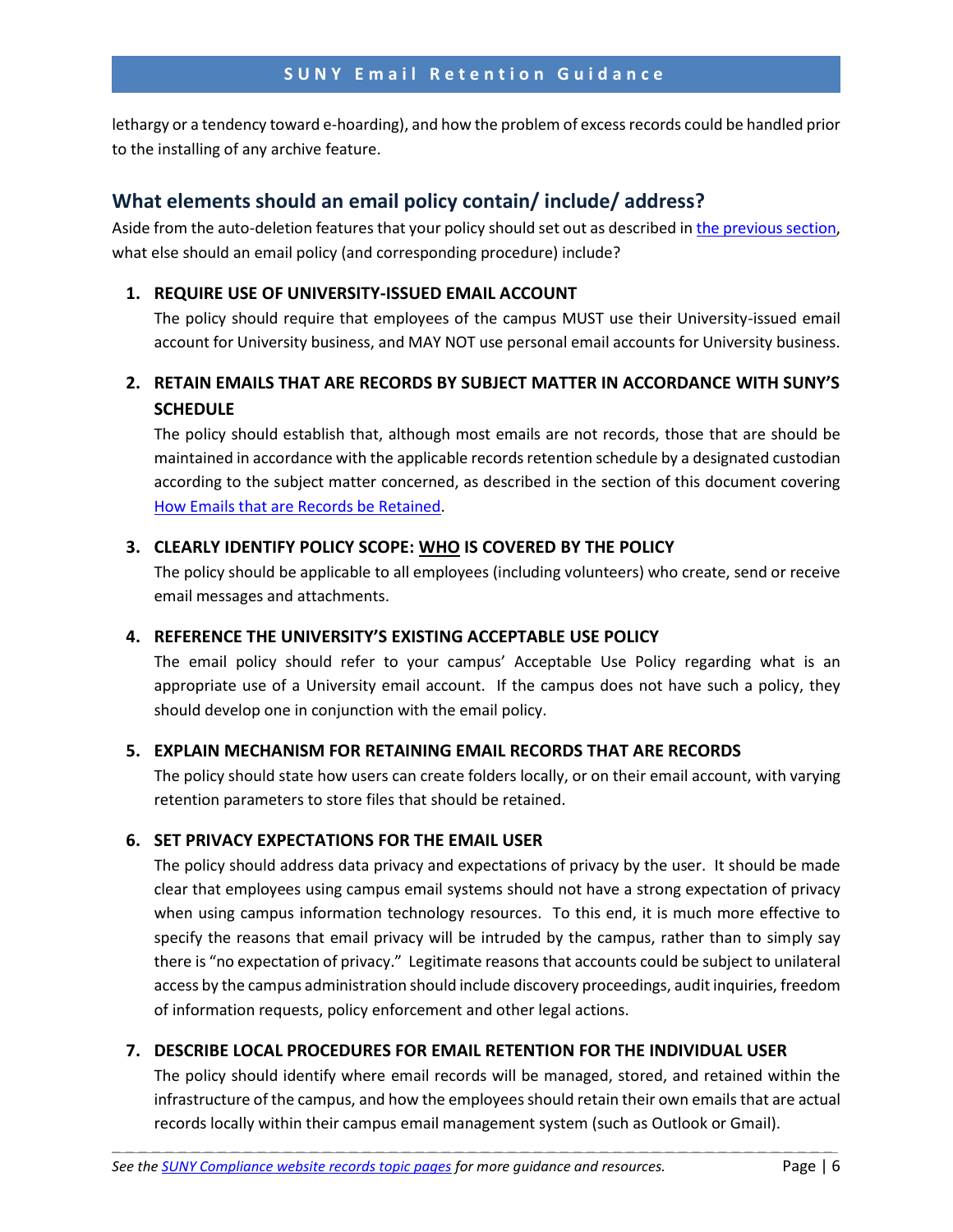lethargy or a tendency toward e-hoarding), and how the problem of excess records could be handled prior to the installing of any archive feature.

## What elements should an email policy contain/ include/ address?

Aside from the auto-deletion features that your policy should set out as described in the previous section, what else should an email policy (and corresponding procedure) include?

1. **REQUIRE USE OF UNIVERSITY-ISSUED EMAIL ACCOUNT**
   The policy should require that employees of the campus MUST use their University-issued email account for University business, and MAY NOT use personal email accounts for University business.

2. **RETAIN EMAILS THAT ARE RECORDS BY SUBJECT MATTER IN ACCORDANCE WITH SUNY'S SCHEDULE**
   The policy should establish that, although most emails are not records, those that are should be maintained in accordance with the applicable records retention schedule by a designated custodian according to the subject matter concerned, as described in the section of this document covering How Emails that are Records be Retained.

3. **CLEARLY IDENTIFY POLICY SCOPE: WHO IS COVERED BY THE POLICY**
   The policy should be applicable to all employees (including volunteers) who create, send or receive email messages and attachments.

4. **REFERENCE THE UNIVERSITY'S EXISTING ACCEPTABLE USE POLICY**
   The email policy should refer to your campus' Acceptable Use Policy regarding what is an appropriate use of a University email account. If the campus does not have such a policy, they should develop one in conjunction with the email policy.

5. **EXPLAIN MECHANISM FOR RETAINING EMAIL RECORDS THAT ARE RECORDS**
   The policy should state how users can create folders locally, or on their email account, with varying retention parameters to store files that should be retained.

6. **SET PRIVACY EXPECTATIONS FOR THE EMAIL USER**
   The policy should address data privacy and expectations of privacy by the user. It should be made clear that employees using campus email systems should not have a strong expectation of privacy when using campus information technology resources. To this end, it is much more effective to specify the reasons that email privacy will be intruded by the campus, rather than to simply say there is "no expectation of privacy." Legitimate reasons that accounts could be subject to unilateral access by the campus administration should include discovery proceedings, audit inquiries, freedom of information requests, policy enforcement and other legal actions.

7. **DESCRIBE LOCAL PROCEDURES FOR EMAIL RETENTION FOR THE INDIVIDUAL USER**
   The policy should identify where email records will be managed, stored, and retained within the infrastructure of the campus, and how the employees should retain their own emails that are actual records locally within their campus email management system (such as Outlook or Gmail).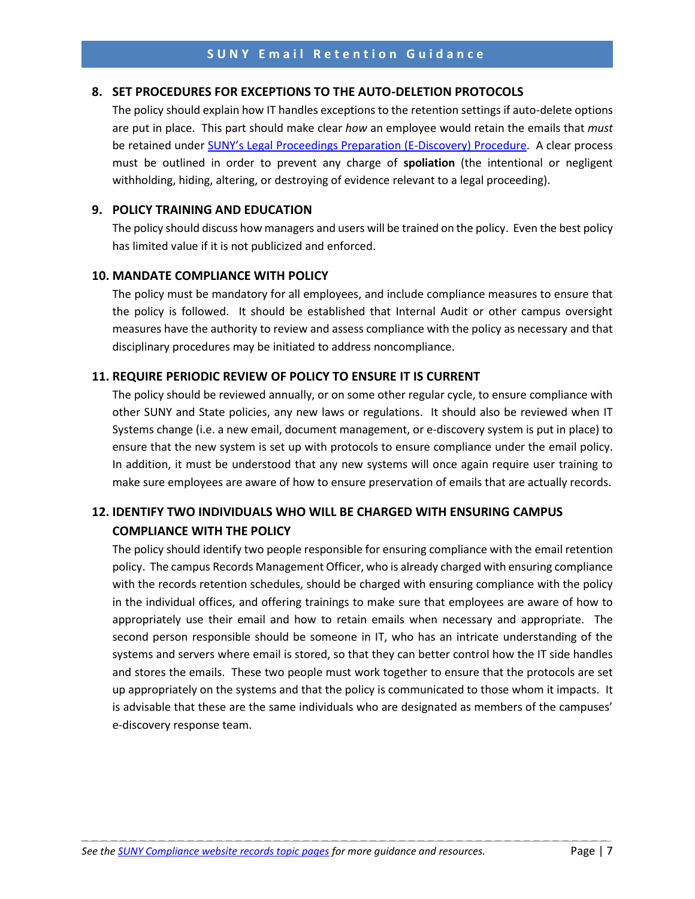### 8. SET PROCEDURES FOR EXCEPTIONS TO THE AUTO-DELETION PROTOCOLS

The policy should explain how IT handles exceptions to the retention settings if auto-delete options are put in place. This part should make clear *how* an employee would retain the emails that *must* be retained under SUNY's Legal Proceedings Preparation (E-Discovery) Procedure. A clear process must be outlined in order to prevent any charge of **spoliation** (the intentional or negligent withholding, hiding, altering, or destroying of evidence relevant to a legal proceeding).

### 9. POLICY TRAINING AND EDUCATION

The policy should discuss how managers and users will be trained on the policy. Even the best policy has limited value if it is not publicized and enforced.

### 10. MANDATE COMPLIANCE WITH POLICY

The policy must be mandatory for all employees, and include compliance measures to ensure that the policy is followed. It should be established that Internal Audit or other campus oversight measures have the authority to review and assess compliance with the policy as necessary and that disciplinary procedures may be initiated to address noncompliance.

### 11. REQUIRE PERIODIC REVIEW OF POLICY TO ENSURE IT IS CURRENT

The policy should be reviewed annually, or on some other regular cycle, to ensure compliance with other SUNY and State policies, any new laws or regulations. It should also be reviewed when IT Systems change (i.e. a new email, document management, or e-discovery system is put in place) to ensure that the new system is set up with protocols to ensure compliance under the email policy. In addition, it must be understood that any new systems will once again require user training to make sure employees are aware of how to ensure preservation of emails that are actually records.

### 12. IDENTIFY TWO INDIVIDUALS WHO WILL BE CHARGED WITH ENSURING CAMPUS COMPLIANCE WITH THE POLICY

The policy should identify two people responsible for ensuring compliance with the email retention policy. The campus Records Management Officer, who is already charged with ensuring compliance with the records retention schedules, should be charged with ensuring compliance with the policy in the individual offices, and offering trainings to make sure that employees are aware of how to appropriately use their email and how to retain emails when necessary and appropriate. The second person responsible should be someone in IT, who has an intricate understanding of the systems and servers where email is stored, so that they can better control how the IT side handles and stores the emails. These two people must work together to ensure that the protocols are set up appropriately on the systems and that the policy is communicated to those whom it impacts. It is advisable that these are the same individuals who are designated as members of the campuses' e-discovery response team.